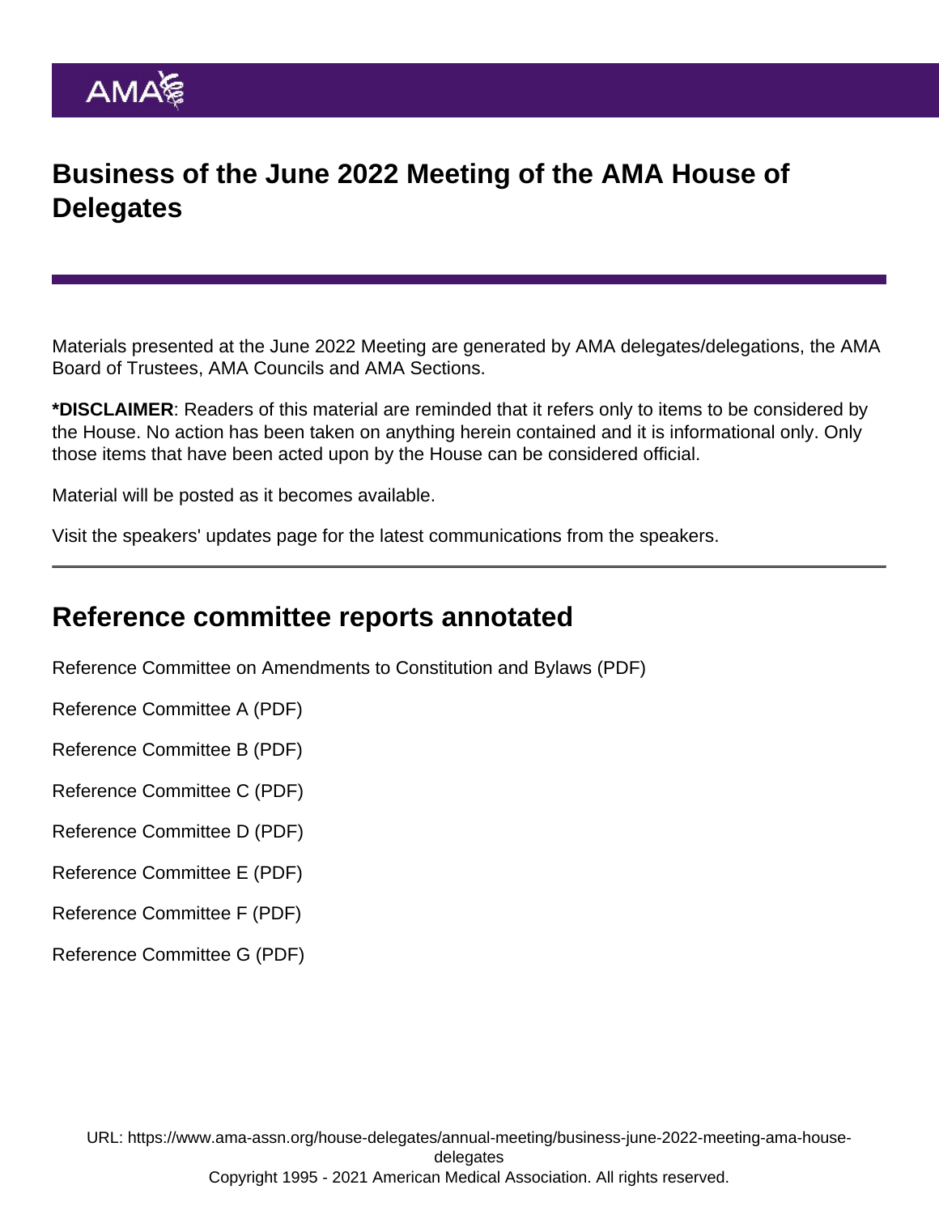# Business of the June 2022 Meeting of the AMA House of Delegates

Materials presented at the June 2022 Meeting are generated by AMA delegates/delegations, the AMA Board of Trustees, AMA Councils and AMA Sections.

***DISCLAIMER**: Readers of this material are reminded that it refers only to items to be considered by the House. No action has been taken on anything herein contained and it is informational only. Only those items that have been acted upon by the House can be considered official.

Material will be posted as it becomes available.

Visit the speakers' updates page for the latest communications from the speakers.

## Reference committee reports annotated

Reference Committee on Amendments to Constitution and Bylaws (PDF)

Reference Committee A (PDF)

Reference Committee B (PDF)

Reference Committee C (PDF)

Reference Committee D (PDF)

Reference Committee E (PDF)

Reference Committee F (PDF)

Reference Committee G (PDF)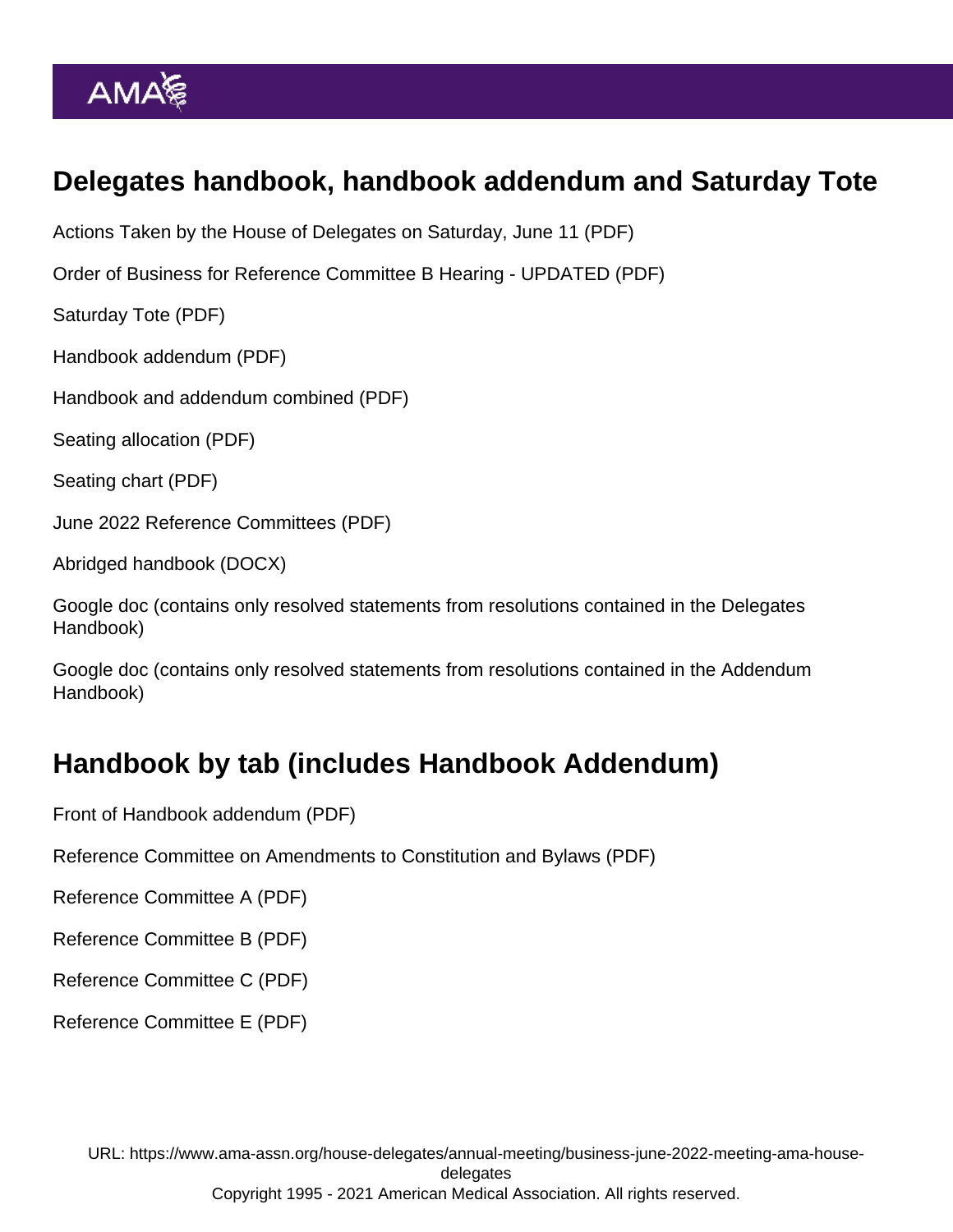## Delegates handbook, handbook addendum and Saturday Tote

Actions Taken by the House of Delegates on Saturday, June 11 (PDF)

Order of Business for Reference Committee B Hearing - UPDATED (PDF)

Saturday Tote (PDF)

Handbook addendum (PDF)

Handbook and addendum combined (PDF)

Seating allocation (PDF)

Seating chart (PDF)

June 2022 Reference Committees (PDF)

Abridged handbook (DOCX)

Google doc (contains only resolved statements from resolutions contained in the Delegates Handbook)

Google doc (contains only resolved statements from resolutions contained in the Addendum Handbook)

## Handbook by tab (includes Handbook Addendum)

Front of Handbook addendum (PDF)

Reference Committee on Amendments to Constitution and Bylaws (PDF)

Reference Committee A (PDF)

Reference Committee B (PDF)

Reference Committee C (PDF)

Reference Committee E (PDF)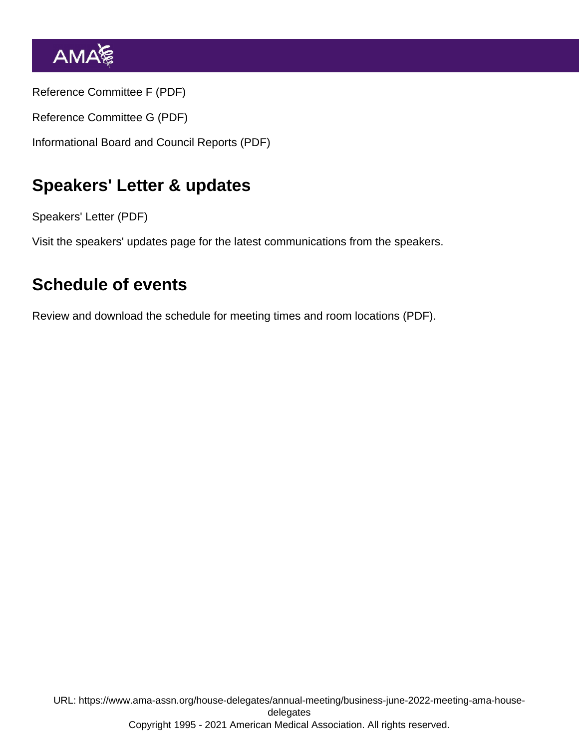Reference Committee F (PDF)

Reference Committee G (PDF)

Informational Board and Council Reports (PDF)

## Speakers' Letter & updates

Speakers' Letter (PDF)

Visit the speakers' updates page for the latest communications from the speakers.

## Schedule of events

Review and download the schedule for meeting times and room locations (PDF).